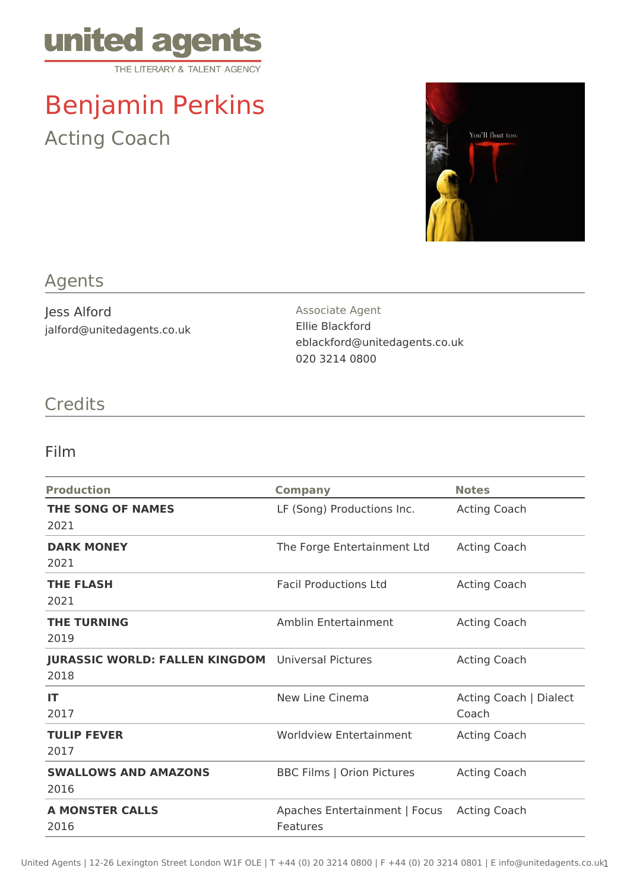# Benjamin Perkins

## Acting Coach

## Agents

Jess Alford
jalford@unitedagents.co.uk

Associate Agent
Ellie Blackford
eblackford@unitedagents.co.uk
020 3214 0800

## Credits

### Film

| Production | Company | Notes |
|---|---|---|
| **THE SONG OF NAMES** 2021 | LF (Song) Productions Inc. | Acting Coach |
| **DARK MONEY** 2021 | The Forge Entertainment Ltd | Acting Coach |
| **THE FLASH** 2021 | Facil Productions Ltd | Acting Coach |
| **THE TURNING** 2019 | Amblin Entertainment | Acting Coach |
| **JURASSIC WORLD: FALLEN KINGDOM** 2018 | Universal Pictures | Acting Coach |
| **IT** 2017 | New Line Cinema | Acting Coach \| Dialect Coach |
| **TULIP FEVER** 2017 | Worldview Entertainment | Acting Coach |
| **SWALLOWS AND AMAZONS** 2016 | BBC Films \| Orion Pictures | Acting Coach |
| **A MONSTER CALLS** 2016 | Apaches Entertainment \| Focus Features | Acting Coach |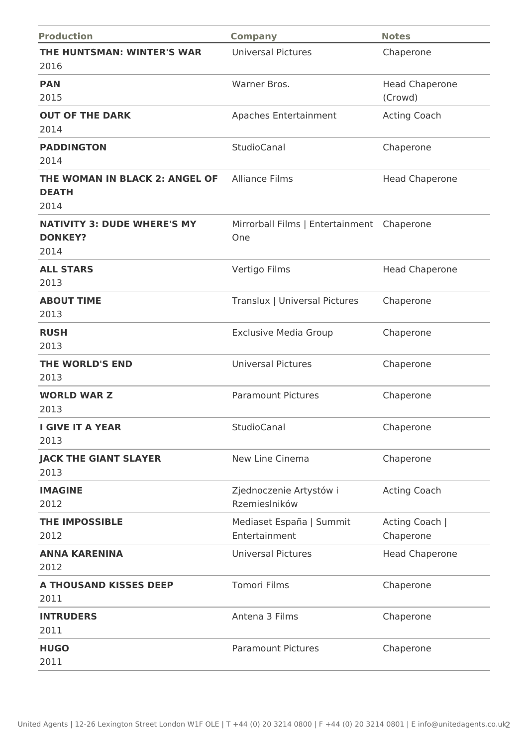| Production | Company | Notes |
|---|---|---|
| **THE HUNTSMAN: WINTER'S WAR** 2016 | Universal Pictures | Chaperone |
| **PAN** 2015 | Warner Bros. | Head Chaperone (Crowd) |
| **OUT OF THE DARK** 2014 | Apaches Entertainment | Acting Coach |
| **PADDINGTON** 2014 | StudioCanal | Chaperone |
| **THE WOMAN IN BLACK 2: ANGEL OF DEATH** 2014 | Alliance Films | Head Chaperone |
| **NATIVITY 3: DUDE WHERE'S MY DONKEY?** 2014 | Mirrorball Films \| Entertainment One | Chaperone |
| **ALL STARS** 2013 | Vertigo Films | Head Chaperone |
| **ABOUT TIME** 2013 | Translux \| Universal Pictures | Chaperone |
| **RUSH** 2013 | Exclusive Media Group | Chaperone |
| **THE WORLD'S END** 2013 | Universal Pictures | Chaperone |
| **WORLD WAR Z** 2013 | Paramount Pictures | Chaperone |
| **I GIVE IT A YEAR** 2013 | StudioCanal | Chaperone |
| **JACK THE GIANT SLAYER** 2013 | New Line Cinema | Chaperone |
| **IMAGINE** 2012 | Zjednoczenie Artystów i Rzemieslników | Acting Coach |
| **THE IMPOSSIBLE** 2012 | Mediaset España \| Summit Entertainment | Acting Coach \| Chaperone |
| **ANNA KARENINA** 2012 | Universal Pictures | Head Chaperone |
| **A THOUSAND KISSES DEEP** 2011 | Tomori Films | Chaperone |
| **INTRUDERS** 2011 | Antena 3 Films | Chaperone |
| **HUGO** 2011 | Paramount Pictures | Chaperone |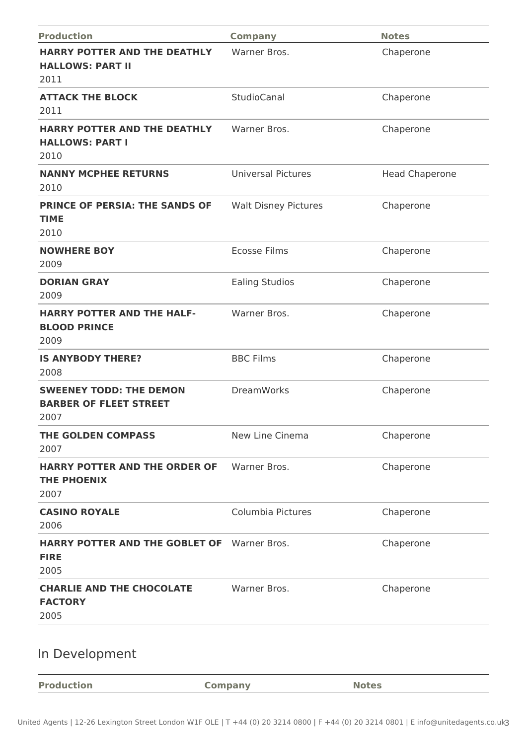| Production | Company | Notes |
|---|---|---|
| **HARRY POTTER AND THE DEATHLY HALLOWS: PART II** 2011 | Warner Bros. | Chaperone |
| **ATTACK THE BLOCK** 2011 | StudioCanal | Chaperone |
| **HARRY POTTER AND THE DEATHLY HALLOWS: PART I** 2010 | Warner Bros. | Chaperone |
| **NANNY MCPHEE RETURNS** 2010 | Universal Pictures | Head Chaperone |
| **PRINCE OF PERSIA: THE SANDS OF TIME** 2010 | Walt Disney Pictures | Chaperone |
| **NOWHERE BOY** 2009 | Ecosse Films | Chaperone |
| **DORIAN GRAY** 2009 | Ealing Studios | Chaperone |
| **HARRY POTTER AND THE HALF-BLOOD PRINCE** 2009 | Warner Bros. | Chaperone |
| **IS ANYBODY THERE?** 2008 | BBC Films | Chaperone |
| **SWEENEY TODD: THE DEMON BARBER OF FLEET STREET** 2007 | DreamWorks | Chaperone |
| **THE GOLDEN COMPASS** 2007 | New Line Cinema | Chaperone |
| **HARRY POTTER AND THE ORDER OF THE PHOENIX** 2007 | Warner Bros. | Chaperone |
| **CASINO ROYALE** 2006 | Columbia Pictures | Chaperone |
| **HARRY POTTER AND THE GOBLET OF FIRE** 2005 | Warner Bros. | Chaperone |
| **CHARLIE AND THE CHOCOLATE FACTORY** 2005 | Warner Bros. | Chaperone |

## In Development

| Production | Company | Notes |
|---|---|---|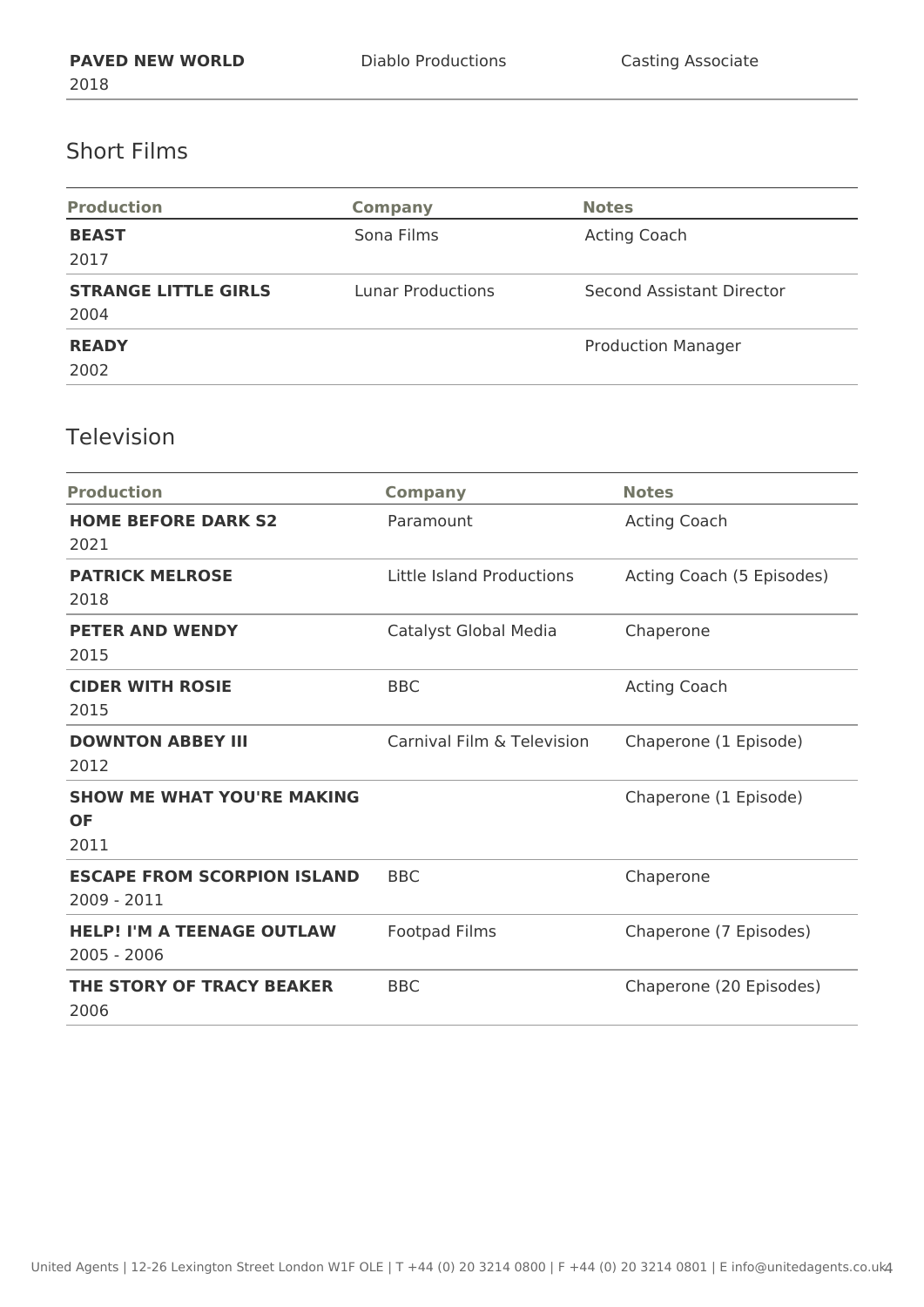| | | |
|---|---|---|
| **PAVED NEW WORLD** 2018 | Diablo Productions | Casting Associate |

## Short Films

| Production | Company | Notes |
|---|---|---|
| **BEAST** 2017 | Sona Films | Acting Coach |
| **STRANGE LITTLE GIRLS** 2004 | Lunar Productions | Second Assistant Director |
| **READY** 2002 | | Production Manager |

## Television

| Production | Company | Notes |
|---|---|---|
| **HOME BEFORE DARK S2** 2021 | Paramount | Acting Coach |
| **PATRICK MELROSE** 2018 | Little Island Productions | Acting Coach (5 Episodes) |
| **PETER AND WENDY** 2015 | Catalyst Global Media | Chaperone |
| **CIDER WITH ROSIE** 2015 | BBC | Acting Coach |
| **DOWNTON ABBEY III** 2012 | Carnival Film & Television | Chaperone (1 Episode) |
| **SHOW ME WHAT YOU'RE MAKING OF** 2011 | | Chaperone (1 Episode) |
| **ESCAPE FROM SCORPION ISLAND** 2009 - 2011 | BBC | Chaperone |
| **HELP! I'M A TEENAGE OUTLAW** 2005 - 2006 | Footpad Films | Chaperone (7 Episodes) |
| **THE STORY OF TRACY BEAKER** 2006 | BBC | Chaperone (20 Episodes) |